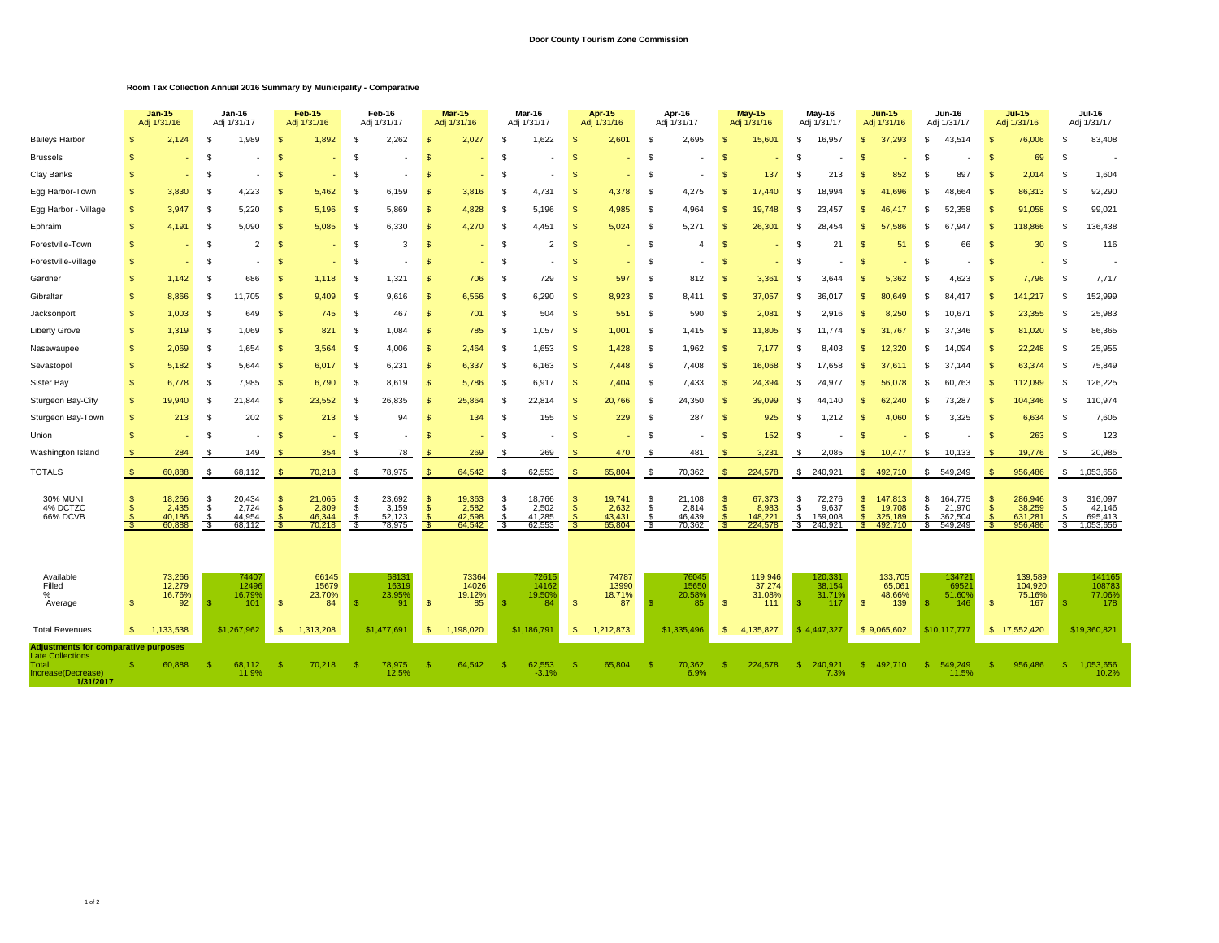**Door County Tourism Zone Commission**

**Room Tax Collection Annual 2016 Summary by Municipality - Comparative**

| | Jan-15 Adj 1/31/16 | Jan-16 Adj 1/31/17 | Feb-15 Adj 1/31/16 | Feb-16 Adj 1/31/17 | Mar-15 Adj 1/31/16 | Mar-16 Adj 1/31/17 | Apr-15 Adj 1/31/16 | Apr-16 Adj 1/31/17 | May-15 Adj 1/31/16 | May-16 Adj 1/31/17 | Jun-15 Adj 1/31/16 | Jun-16 Adj 1/31/17 | Jul-15 Adj 1/31/16 | Jul-16 Adj 1/31/17 |
|---|---|---|---|---|---|---|---|---|---|---|---|---|---|---|
| Baileys Harbor | $ 2,124 | $ 1,989 | $ 1,892 | $ 2,262 | $ 2,027 | $ 1,622 | $ 2,601 | $ 2,695 | $ 15,601 | $ 16,957 | $ 37,293 | $ 43,514 | $ 76,006 | $ 83,408 |
| Brussels | $ - | $ - | $ - | $ - | $ - | $ - | $ - | $ - | $ - | $ - | $ - | $ - | $ 69 | $ - |
| Clay Banks | $ - | $ - | $ - | $ - | $ - | $ - | $ - | $ - | $ 137 | $ 213 | $ 852 | $ 897 | $ 2,014 | $ 1,604 |
| Egg Harbor-Town | $ 3,830 | $ 4,223 | $ 5,462 | $ 6,159 | $ 3,816 | $ 4,731 | $ 4,378 | $ 4,275 | $ 17,440 | $ 18,994 | $ 41,696 | $ 48,664 | $ 86,313 | $ 92,290 |
| Egg Harbor - Village | $ 3,947 | $ 5,220 | $ 5,196 | $ 5,869 | $ 4,828 | $ 5,196 | $ 4,985 | $ 4,964 | $ 19,748 | $ 23,457 | $ 46,417 | $ 52,358 | $ 91,058 | $ 99,021 |
| Ephraim | $ 4,191 | $ 5,090 | $ 5,085 | $ 6,330 | $ 4,270 | $ 4,451 | $ 5,024 | $ 5,271 | $ 26,301 | $ 28,454 | $ 57,586 | $ 67,947 | $ 118,866 | $ 136,438 |
| Forestville-Town | $ - | $ 2 | $ - | $ 3 | $ - | $ 2 | $ - | $ 4 | $ - | $ 21 | $ 51 | $ 66 | $ 30 | $ 116 |
| Forestville-Village | $ - | $ - | $ - | $ - | $ - | $ - | $ - | $ - | $ - | $ - | $ - | $ - | $ - | $ - |
| Gardner | $ 1,142 | $ 686 | $ 1,118 | $ 1,321 | $ 706 | $ 729 | $ 597 | $ 812 | $ 3,361 | $ 3,644 | $ 5,362 | $ 4,623 | $ 7,796 | $ 7,717 |
| Gibraltar | $ 8,866 | $ 11,705 | $ 9,409 | $ 9,616 | $ 6,556 | $ 6,290 | $ 8,923 | $ 8,411 | $ 37,057 | $ 36,017 | $ 80,649 | $ 84,417 | $ 141,217 | $ 152,999 |
| Jacksonport | $ 1,003 | $ 649 | $ 745 | $ 467 | $ 701 | $ 504 | $ 551 | $ 590 | $ 2,081 | $ 2,916 | $ 8,250 | $ 10,671 | $ 23,355 | $ 25,983 |
| Liberty Grove | $ 1,319 | $ 1,069 | $ 821 | $ 1,084 | $ 785 | $ 1,057 | $ 1,001 | $ 1,415 | $ 11,805 | $ 11,774 | $ 31,767 | $ 37,346 | $ 81,020 | $ 86,365 |
| Nasewaupee | $ 2,069 | $ 1,654 | $ 3,564 | $ 4,006 | $ 2,464 | $ 1,653 | $ 1,428 | $ 1,962 | $ 7,177 | $ 8,403 | $ 12,320 | $ 14,094 | $ 22,248 | $ 25,955 |
| Sevastopol | $ 5,182 | $ 5,644 | $ 6,017 | $ 6,231 | $ 6,337 | $ 6,163 | $ 7,448 | $ 7,408 | $ 16,068 | $ 17,658 | $ 37,611 | $ 37,144 | $ 63,374 | $ 75,849 |
| Sister Bay | $ 6,778 | $ 7,985 | $ 6,790 | $ 8,619 | $ 5,786 | $ 6,917 | $ 7,404 | $ 7,433 | $ 24,394 | $ 24,977 | $ 56,078 | $ 60,763 | $ 112,099 | $ 126,225 |
| Sturgeon Bay-City | $ 19,940 | $ 21,844 | $ 23,552 | $ 26,835 | $ 25,864 | $ 22,814 | $ 20,766 | $ 24,350 | $ 39,099 | $ 44,140 | $ 62,240 | $ 73,287 | $ 104,346 | $ 110,974 |
| Sturgeon Bay-Town | $ 213 | $ 202 | $ 213 | $ 94 | $ 134 | $ 155 | $ 229 | $ 287 | $ 925 | $ 1,212 | $ 4,060 | $ 3,325 | $ 6,634 | $ 7,605 |
| Union | $ - | $ - | $ - | $ - | $ - | $ - | $ - | $ - | $ 152 | $ - | $ - | $ - | $ 263 | $ 123 |
| Washington Island | $ 284 | $ 149 | $ 354 | $ 78 | $ 269 | $ 269 | $ 470 | $ 481 | $ 3,231 | $ 2,085 | $ 10,477 | $ 10,133 | $ 19,776 | $ 20,985 |
| TOTALS | $ 60,888 | $ 68,112 | $ 70,218 | $ 78,975 | $ 64,542 | $ 62,553 | $ 65,804 | $ 70,362 | $ 224,578 | $ 240,921 | $ 492,710 | $ 549,249 | $ 956,486 | $ 1,053,656 |
| 30% MUNI | $ 18,266 | $ 20,434 | $ 21,065 | $ 23,692 | $ 19,363 | $ 18,766 | $ 19,741 | $ 21,108 | $ 67,373 | $ 72,276 | $ 147,813 | $ 164,775 | $ 286,946 | $ 316,097 |
| 4% DCTZC | $ 2,435 | $ 2,724 | $ 2,809 | $ 3,159 | $ 2,582 | $ 2,502 | $ 2,632 | $ 2,814 | $ 8,983 | $ 9,637 | $ 19,708 | $ 21,970 | $ 38,259 | $ 42,146 |
| 66% DCVB | $ 40,186 | $ 44,954 | $ 46,344 | $ 52,123 | $ 42,598 | $ 41,285 | $ 43,431 | $ 46,439 | $ 148,221 | $ 159,008 | $ 325,189 | $ 362,504 | $ 631,281 | $ 695,413 |
| | $ 60,888 | $ 68,112 | $ 70,218 | $ 78,975 | $ 64,542 | $ 62,553 | $ 65,804 | $ 70,362 | $ 224,578 | $ 240,921 | $ 492,710 | $ 549,249 | $ 956,486 | $ 1,053,656 |
| Available | 73,266 | 74407 | 66145 | 68131 | 73364 | 72615 | 74787 | 76045 | 119,946 | 120,331 | 133,705 | 134721 | 139,589 | 141165 |
| Filled | 12,279 | 12496 | 15679 | 16319 | 14026 | 14162 | 13990 | 15650 | 37,274 | 38,154 | 65,061 | 69521 | 104,920 | 108783 |
| % | 16.76% | 16.79% | 23.70% | 23.95% | 19.12% | 19.50% | 18.71% | 20.58% | 31.08% | 31.71% | 48.66% | 51.60% | 75.16% | 77.06% |
| Average | $ 92 | $ 101 | $ 84 | $ 91 | $ 85 | $ 84 | $ 87 | $ 85 | $ 111 | $ 117 | $ 139 | $ 146 | $ 167 | $ 178 |
| Total Revenues | $ 1,133,538 | $1,267,962 | $ 1,313,208 | $1,477,691 | $ 1,198,020 | $1,186,791 | $ 1,212,873 | $1,335,496 | $ 4,135,827 | $ 4,447,327 | $ 9,065,602 | $10,117,777 | $ 17,552,420 | $19,360,821 |
| **Adjustments for comparative purposes** | | | | | | | | | | | | | | |
| Late Collections | | | | | | | | | | | | | | |
| Total | $ 60,888 | $ 68,112 | $ 70,218 | $ 78,975 | $ 64,542 | $ 62,553 | $ 65,804 | $ 70,362 | $ 224,578 | $ 240,921 | $ 492,710 | $ 549,249 | $ 956,486 | $ 1,053,656 |
| Increase(Decrease) 1/31/2017 | | 11.9% | | 12.5% | | -3.1% | | 6.9% | | 7.3% | | 11.5% | | 10.2% |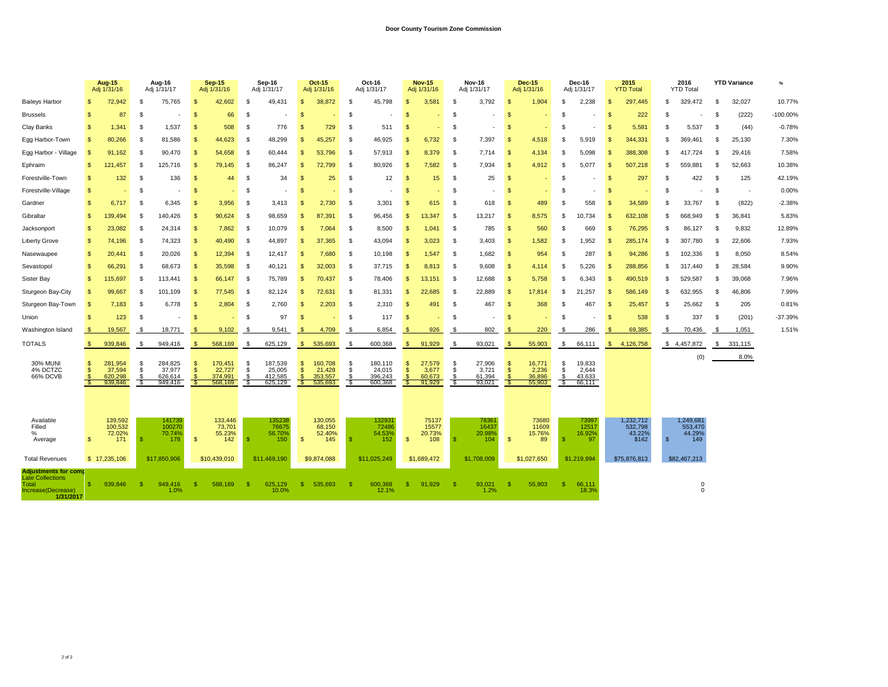# Door County Tourism Zone Commission

| | Aug-15 Adj 1/31/16 | Aug-16 Adj 1/31/17 | Sep-15 Adj 1/31/16 | Sep-16 Adj 1/31/17 | Oct-15 Adj 1/31/16 | Oct-16 Adj 1/31/17 | Nov-15 Adj 1/31/16 | Nov-16 Adj 1/31/17 | Dec-15 Adj 1/31/16 | Dec-16 Adj 1/31/17 | 2015 YTD Total | 2016 YTD Total | YTD Variance | % |
|---|---|---|---|---|---|---|---|---|---|---|---|---|---|---|
| Baileys Harbor | $ 72,942 | $ 75,765 | $ 42,602 | $ 49,431 | $ 38,872 | $ 45,798 | $ 3,581 | $ 3,792 | $ 1,904 | $ 2,238 | $ 297,445 | $ 329,472 | $ 32,027 | 10.77% |
| Brussels | $ 87 | $ - | $ 66 | $ - | $ - | $ - | $ - | $ - | $ - | $ - | $ 222 | $ - | $ (222) | -100.00% |
| Clay Banks | $ 1,341 | $ 1,537 | $ 508 | $ 776 | $ 729 | $ 511 | $ - | $ - | $ - | $ - | $ 5,581 | $ 5,537 | $ (44) | -0.78% |
| Egg Harbor-Town | $ 80,266 | $ 81,586 | $ 44,623 | $ 48,299 | $ 45,257 | $ 46,925 | $ 6,732 | $ 7,397 | $ 4,518 | $ 5,919 | $ 344,331 | $ 369,461 | $ 25,130 | 7.30% |
| Egg Harbor - Village | $ 91,162 | $ 90,470 | $ 54,658 | $ 60,444 | $ 53,796 | $ 57,913 | $ 8,379 | $ 7,714 | $ 4,134 | $ 5,098 | $ 388,308 | $ 417,724 | $ 29,416 | 7.58% |
| Ephraim | $ 121,457 | $ 125,716 | $ 79,145 | $ 86,247 | $ 72,799 | $ 80,926 | $ 7,582 | $ 7,934 | $ 4,912 | $ 5,077 | $ 507,218 | $ 559,881 | $ 52,663 | 10.38% |
| Forestville-Town | $ 132 | $ 136 | $ 44 | $ 34 | $ 25 | $ 12 | $ 15 | $ 25 | $ - | $ - | $ 297 | $ 422 | $ 125 | 42.19% |
| Forestville-Village | $ - | $ - | $ - | $ - | $ - | $ - | $ - | $ - | $ - | $ - | $ - | $ - | $ - | 0.00% |
| Gardner | $ 6,717 | $ 6,345 | $ 3,956 | $ 3,413 | $ 2,730 | $ 3,301 | $ 615 | $ 618 | $ 489 | $ 558 | $ 34,589 | $ 33,767 | $ (822) | -2.38% |
| Gibraltar | $ 139,494 | $ 140,426 | $ 90,624 | $ 98,659 | $ 87,391 | $ 96,456 | $ 13,347 | $ 13,217 | $ 8,575 | $ 10,734 | $ 632,108 | $ 668,949 | $ 36,841 | 5.83% |
| Jacksonport | $ 23,082 | $ 24,314 | $ 7,862 | $ 10,079 | $ 7,064 | $ 8,500 | $ 1,041 | $ 785 | $ 560 | $ 669 | $ 76,295 | $ 86,127 | $ 9,832 | 12.89% |
| Liberty Grove | $ 74,196 | $ 74,323 | $ 40,490 | $ 44,897 | $ 37,365 | $ 43,094 | $ 3,023 | $ 3,403 | $ 1,582 | $ 1,952 | $ 285,174 | $ 307,780 | $ 22,606 | 7.93% |
| Nasewaupee | $ 20,441 | $ 20,026 | $ 12,394 | $ 12,417 | $ 7,680 | $ 10,198 | $ 1,547 | $ 1,682 | $ 954 | $ 287 | $ 94,286 | $ 102,336 | $ 8,050 | 8.54% |
| Sevastopol | $ 66,291 | $ 68,673 | $ 35,598 | $ 40,121 | $ 32,003 | $ 37,715 | $ 8,813 | $ 9,608 | $ 4,114 | $ 5,226 | $ 288,856 | $ 317,440 | $ 28,584 | 9.90% |
| Sister Bay | $ 115,697 | $ 113,441 | $ 66,147 | $ 75,789 | $ 70,437 | $ 78,406 | $ 13,151 | $ 12,688 | $ 5,758 | $ 6,343 | $ 490,519 | $ 529,587 | $ 39,068 | 7.96% |
| Sturgeon Bay-City | $ 99,667 | $ 101,109 | $ 77,545 | $ 82,124 | $ 72,631 | $ 81,331 | $ 22,685 | $ 22,889 | $ 17,814 | $ 21,257 | $ 586,149 | $ 632,955 | $ 46,806 | 7.99% |
| Sturgeon Bay-Town | $ 7,183 | $ 6,778 | $ 2,804 | $ 2,760 | $ 2,203 | $ 2,310 | $ 491 | $ 467 | $ 368 | $ 467 | $ 25,457 | $ 25,662 | $ 205 | 0.81% |
| Union | $ 123 | $ - | $ - | $ 97 | $ - | $ 117 | $ - | $ - | $ - | $ - | $ 538 | $ 337 | $ (201) | -37.39% |
| Washington Island | $ 19,567 | $ 18,771 | $ 9,102 | $ 9,541 | $ 4,709 | $ 6,854 | $ 926 | $ 802 | $ 220 | $ 286 | $ 69,385 | $ 70,436 | $ 1,051 | 1.51% |
| TOTALS | $ 939,846 | $ 949,416 | $ 568,169 | $ 625,129 | $ 535,693 | $ 600,368 | $ 91,929 | $ 93,021 | $ 55,903 | $ 66,111 | $ 4,126,758 | $ 4,457,872 | $ 331,115 | |
| | | | | | | | | | | | | (0) | 8.0% | |
| 30% MUNI | $ 281,954 | $ 284,825 | $ 170,451 | $ 187,539 | $ 160,708 | $ 180,110 | $ 27,579 | $ 27,906 | $ 16,771 | $ 19,833 | | | | |
| 4% DCTZC | $ 37,594 | $ 37,977 | $ 22,727 | $ 25,005 | $ 21,428 | $ 24,015 | $ 3,677 | $ 3,721 | $ 2,236 | $ 2,644 | | | | |
| 66% DCVB | $ 620,298 | $ 626,614 | $ 374,991 | $ 412,585 | $ 353,557 | $ 396,243 | $ 60,673 | $ 61,394 | $ 36,896 | $ 43,633 | | | | |
| | $ 939,846 | $ 949,416 | $ 568,169 | $ 625,129 | $ 535,693 | $ 600,368 | $ 91,929 | $ 93,021 | $ 55,903 | $ 66,111 | | | | |
| Available | 139,592 | 141739 | 133,446 | 135238 | 130,055 | 132931 | 75137 | 78361 | 73680 | 73997 | 1,232,712 | 1,249,681 | | |
| Filled | 100,532 | 100270 | 73,701 | 76675 | 68,150 | 72486 | 15577 | 16437 | 11609 | 12517 | 532,798 | 553,470 | | |
| % | 72.02% | 70.74% | 55.23% | 56.70% | 52.40% | 54.53% | 20.73% | 20.98% | 15.76% | 16.92% | 43.22% | 44.29% | | |
| Average | $ 171 | $ 178 | $ 142 | $ 150 | $ 145 | $ 152 | $ 108 | $ 104 | $ 89 | $ 97 | $142 | $ 149 | | |
| Total Revenues | $ 17,235,106 | $17,850,906 | $10,439,010 | $11,469,190 | $9,874,088 | $11,025,249 | $1,689,472 | $1,708,009 | $1,027,650 | $1,219,994 | $75,876,813 | $82,467,213 | | |
| Adjustments for comp | | | | | | | | | | | | | | |
| Late Collections | | | | | | | | | | | | | | |
| Total | $ 939,846 | $ 949,416 | $ 568,169 | $ 625,129 | $ 535,693 | $ 600,368 | $ 91,929 | $ 93,021 | $ 55,903 | $ 66,111 | | 0 | | |
| Increase(Decrease) 1/31/2017 | | 1.0% | | 10.0% | | 12.1% | | 1.2% | | 18.3% | | 0 | | |